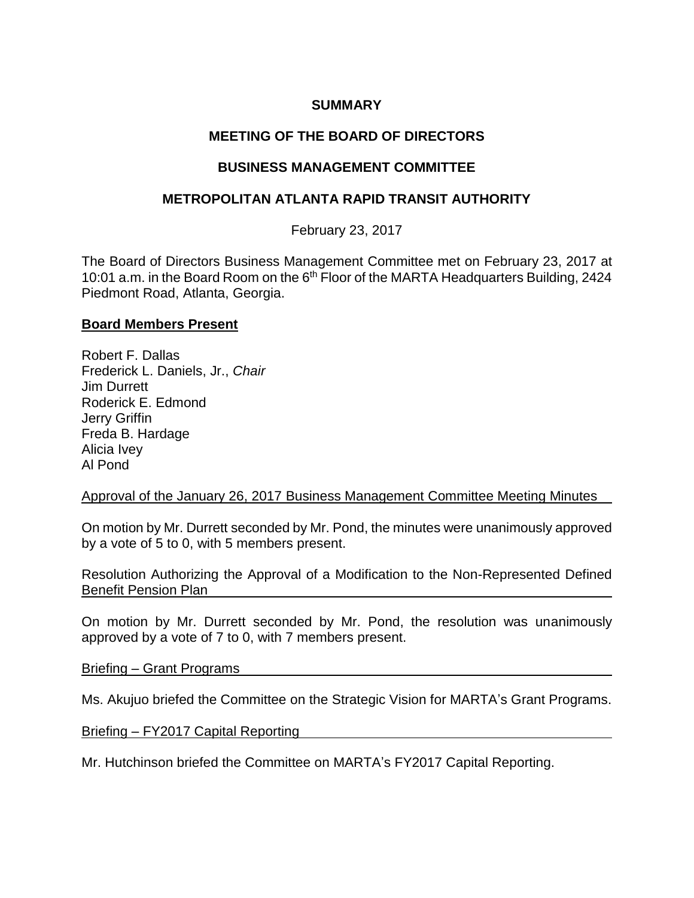**SUMMARY**

**MEETING OF THE BOARD OF DIRECTORS**

**BUSINESS MANAGEMENT COMMITTEE**

**METROPOLITAN ATLANTA RAPID TRANSIT AUTHORITY**

February 23, 2017

The Board of Directors Business Management Committee met on February 23, 2017 at 10:01 a.m. in the Board Room on the 6th Floor of the MARTA Headquarters Building, 2424 Piedmont Road, Atlanta, Georgia.

**Board Members Present**

Robert F. Dallas
Frederick L. Daniels, Jr., *Chair*
Jim Durrett
Roderick E. Edmond
Jerry Griffin
Freda B. Hardage
Alicia Ivey
Al Pond

Approval of the January 26, 2017 Business Management Committee Meeting Minutes

On motion by Mr. Durrett seconded by Mr. Pond, the minutes were unanimously approved by a vote of 5 to 0, with 5 members present.

Resolution Authorizing the Approval of a Modification to the Non-Represented Defined Benefit Pension Plan

On motion by Mr. Durrett seconded by Mr. Pond, the resolution was unanimously approved by a vote of 7 to 0, with 7 members present.

Briefing – Grant Programs

Ms. Akujuo briefed the Committee on the Strategic Vision for MARTA's Grant Programs.

Briefing – FY2017 Capital Reporting

Mr. Hutchinson briefed the Committee on MARTA's FY2017 Capital Reporting.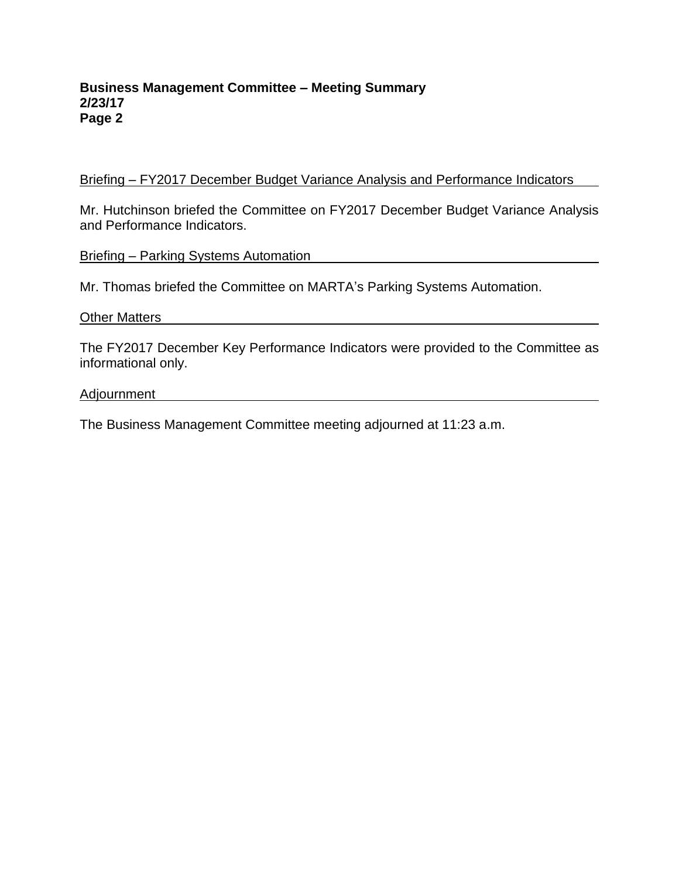Briefing – FY2017 December Budget Variance Analysis and Performance Indicators

Mr. Hutchinson briefed the Committee on FY2017 December Budget Variance Analysis and Performance Indicators.

Briefing – Parking Systems Automation

Mr. Thomas briefed the Committee on MARTA's Parking Systems Automation.

Other Matters

The FY2017 December Key Performance Indicators were provided to the Committee as informational only.

Adjournment

The Business Management Committee meeting adjourned at 11:23 a.m.